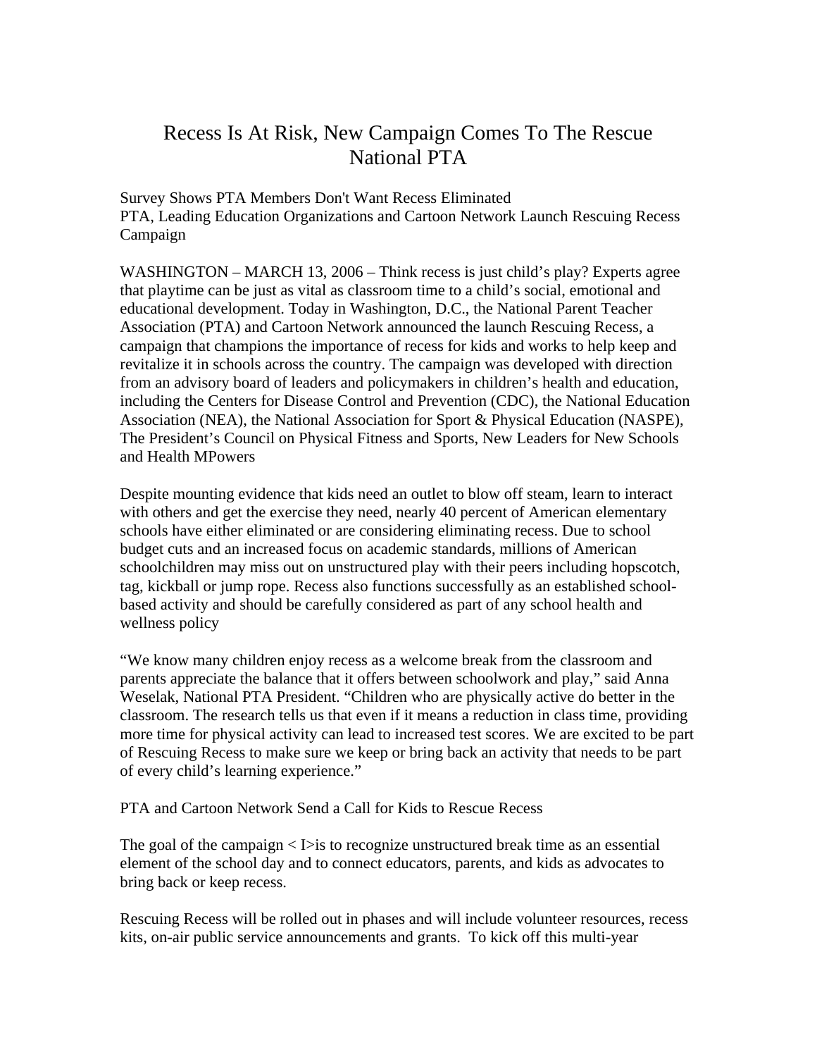# Recess Is At Risk, New Campaign Comes To The Rescue National PTA

Survey Shows PTA Members Don't Want Recess Eliminated
PTA, Leading Education Organizations and Cartoon Network Launch Rescuing Recess Campaign

WASHINGTON – MARCH 13, 2006 – Think recess is just child's play? Experts agree that playtime can be just as vital as classroom time to a child's social, emotional and educational development. Today in Washington, D.C., the National Parent Teacher Association (PTA) and Cartoon Network announced the launch Rescuing Recess, a campaign that champions the importance of recess for kids and works to help keep and revitalize it in schools across the country. The campaign was developed with direction from an advisory board of leaders and policymakers in children's health and education, including the Centers for Disease Control and Prevention (CDC), the National Education Association (NEA), the National Association for Sport & Physical Education (NASPE), The President's Council on Physical Fitness and Sports, New Leaders for New Schools and Health MPowers

Despite mounting evidence that kids need an outlet to blow off steam, learn to interact with others and get the exercise they need, nearly 40 percent of American elementary schools have either eliminated or are considering eliminating recess. Due to school budget cuts and an increased focus on academic standards, millions of American schoolchildren may miss out on unstructured play with their peers including hopscotch, tag, kickball or jump rope. Recess also functions successfully as an established school-based activity and should be carefully considered as part of any school health and wellness policy

"We know many children enjoy recess as a welcome break from the classroom and parents appreciate the balance that it offers between schoolwork and play," said Anna Weselak, National PTA President. "Children who are physically active do better in the classroom. The research tells us that even if it means a reduction in class time, providing more time for physical activity can lead to increased test scores. We are excited to be part of Rescuing Recess to make sure we keep or bring back an activity that needs to be part of every child's learning experience."

PTA and Cartoon Network Send a Call for Kids to Rescue Recess

The goal of the campaign < I>is to recognize unstructured break time as an essential element of the school day and to connect educators, parents, and kids as advocates to bring back or keep recess.

Rescuing Recess will be rolled out in phases and will include volunteer resources, recess kits, on-air public service announcements and grants. To kick off this multi-year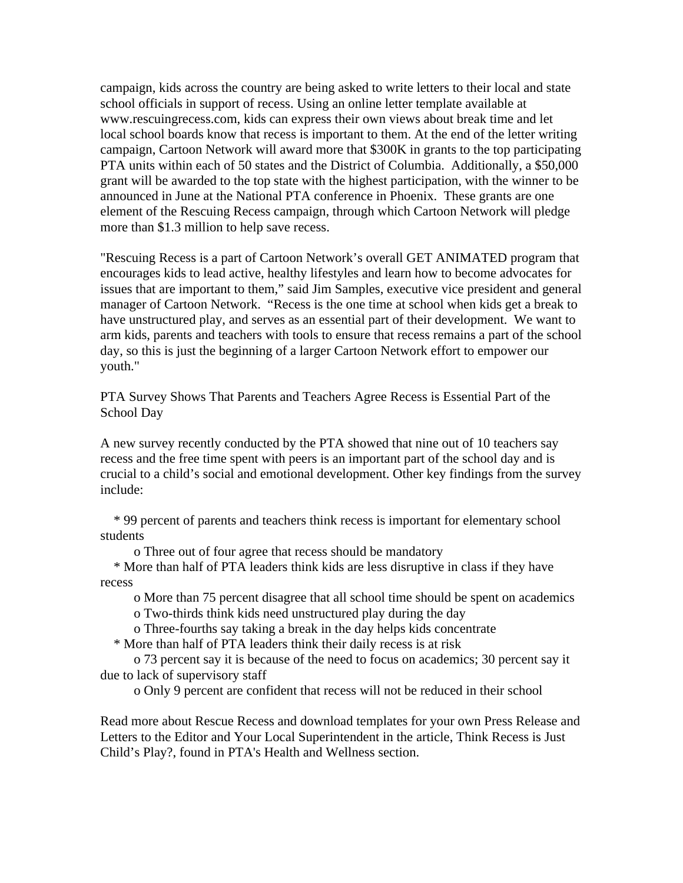campaign, kids across the country are being asked to write letters to their local and state school officials in support of recess. Using an online letter template available at www.rescuingrecess.com, kids can express their own views about break time and let local school boards know that recess is important to them. At the end of the letter writing campaign, Cartoon Network will award more that $300K in grants to the top participating PTA units within each of 50 states and the District of Columbia.  Additionally, a $50,000 grant will be awarded to the top state with the highest participation, with the winner to be announced in June at the National PTA conference in Phoenix.  These grants are one element of the Rescuing Recess campaign, through which Cartoon Network will pledge more than $1.3 million to help save recess.

"Rescuing Recess is a part of Cartoon Network's overall GET ANIMATED program that encourages kids to lead active, healthy lifestyles and learn how to become advocates for issues that are important to them," said Jim Samples, executive vice president and general manager of Cartoon Network.  "Recess is the one time at school when kids get a break to have unstructured play, and serves as an essential part of their development.  We want to arm kids, parents and teachers with tools to ensure that recess remains a part of the school day, so this is just the beginning of a larger Cartoon Network effort to empower our youth."

PTA Survey Shows That Parents and Teachers Agree Recess is Essential Part of the School Day

A new survey recently conducted by the PTA showed that nine out of 10 teachers say recess and the free time spent with peers is an important part of the school day and is crucial to a child's social and emotional development. Other key findings from the survey include:

- 99 percent of parents and teachers think recess is important for elementary school students
  - Three out of four agree that recess should be mandatory
- More than half of PTA leaders think kids are less disruptive in class if they have recess
  - More than 75 percent disagree that all school time should be spent on academics
  - Two-thirds think kids need unstructured play during the day
  - Three-fourths say taking a break in the day helps kids concentrate
- More than half of PTA leaders think their daily recess is at risk
  - 73 percent say it is because of the need to focus on academics; 30 percent say it due to lack of supervisory staff
  - Only 9 percent are confident that recess will not be reduced in their school

Read more about Rescue Recess and download templates for your own Press Release and Letters to the Editor and Your Local Superintendent in the article, Think Recess is Just Child's Play?, found in PTA's Health and Wellness section.